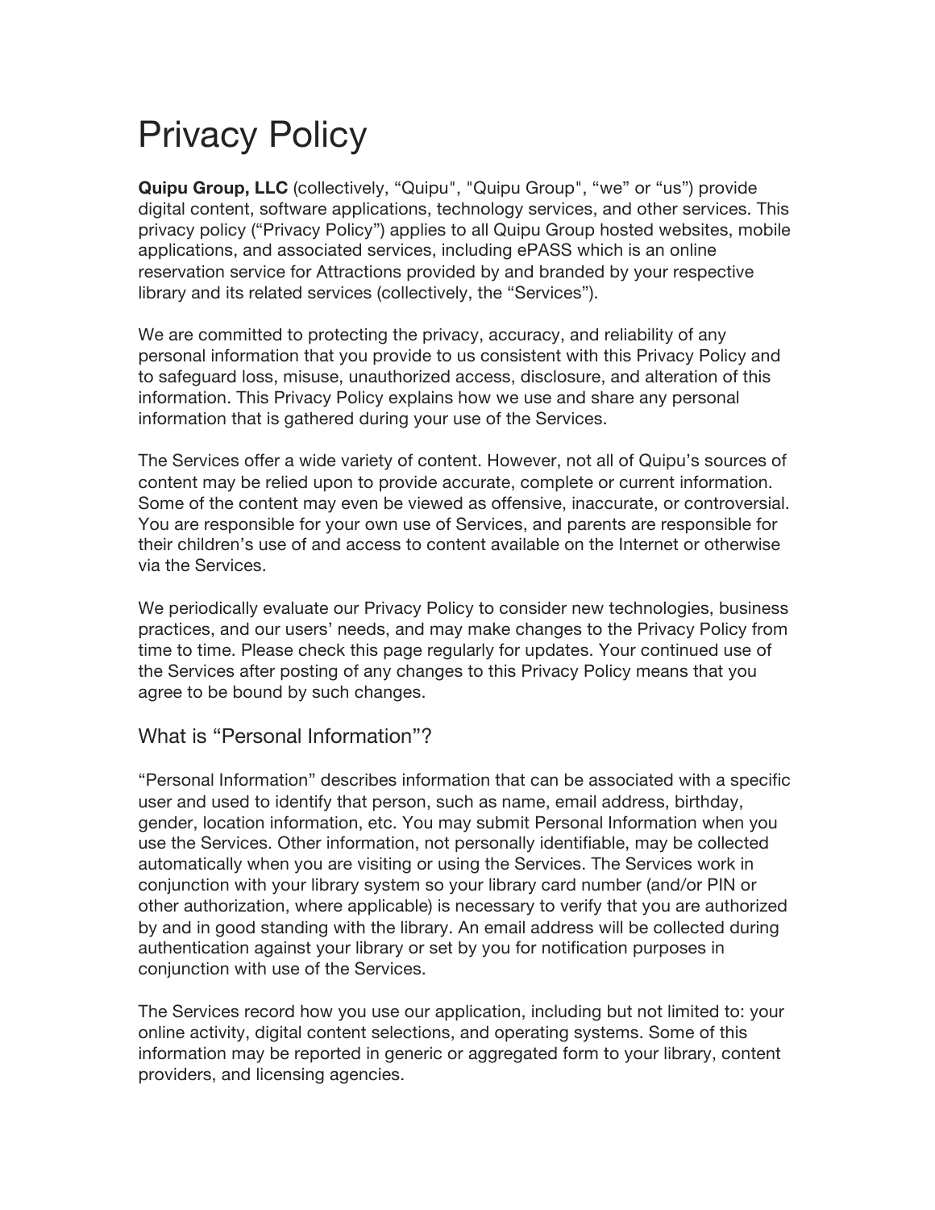# Privacy Policy

**Quipu Group, LLC** (collectively, "Quipu", "Quipu Group", "we" or "us") provide digital content, software applications, technology services, and other services. This privacy policy ("Privacy Policy") applies to all Quipu Group hosted websites, mobile applications, and associated services, including ePASS which is an online reservation service for Attractions provided by and branded by your respective library and its related services (collectively, the "Services").

We are committed to protecting the privacy, accuracy, and reliability of any personal information that you provide to us consistent with this Privacy Policy and to safeguard loss, misuse, unauthorized access, disclosure, and alteration of this information. This Privacy Policy explains how we use and share any personal information that is gathered during your use of the Services.

The Services offer a wide variety of content. However, not all of Quipu's sources of content may be relied upon to provide accurate, complete or current information. Some of the content may even be viewed as offensive, inaccurate, or controversial. You are responsible for your own use of Services, and parents are responsible for their children's use of and access to content available on the Internet or otherwise via the Services.

We periodically evaluate our Privacy Policy to consider new technologies, business practices, and our users' needs, and may make changes to the Privacy Policy from time to time. Please check this page regularly for updates. Your continued use of the Services after posting of any changes to this Privacy Policy means that you agree to be bound by such changes.

## What is "Personal Information"?

"Personal Information" describes information that can be associated with a specific user and used to identify that person, such as name, email address, birthday, gender, location information, etc. You may submit Personal Information when you use the Services. Other information, not personally identifiable, may be collected automatically when you are visiting or using the Services. The Services work in conjunction with your library system so your library card number (and/or PIN or other authorization, where applicable) is necessary to verify that you are authorized by and in good standing with the library. An email address will be collected during authentication against your library or set by you for notification purposes in conjunction with use of the Services.

The Services record how you use our application, including but not limited to: your online activity, digital content selections, and operating systems. Some of this information may be reported in generic or aggregated form to your library, content providers, and licensing agencies.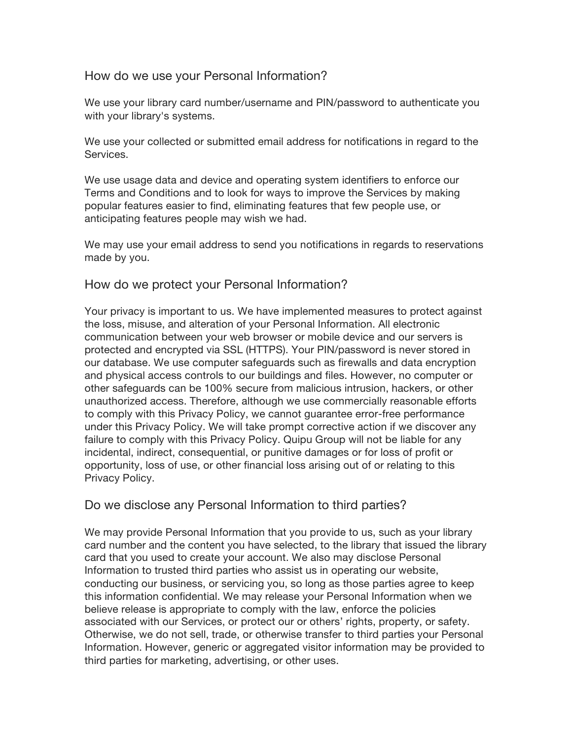## How do we use your Personal Information?

We use your library card number/username and PIN/password to authenticate you with your library's systems.

We use your collected or submitted email address for notifications in regard to the Services.

We use usage data and device and operating system identifiers to enforce our Terms and Conditions and to look for ways to improve the Services by making popular features easier to find, eliminating features that few people use, or anticipating features people may wish we had.

We may use your email address to send you notifications in regards to reservations made by you.

## How do we protect your Personal Information?

Your privacy is important to us. We have implemented measures to protect against the loss, misuse, and alteration of your Personal Information. All electronic communication between your web browser or mobile device and our servers is protected and encrypted via SSL (HTTPS). Your PIN/password is never stored in our database. We use computer safeguards such as firewalls and data encryption and physical access controls to our buildings and files. However, no computer or other safeguards can be 100% secure from malicious intrusion, hackers, or other unauthorized access. Therefore, although we use commercially reasonable efforts to comply with this Privacy Policy, we cannot guarantee error-free performance under this Privacy Policy. We will take prompt corrective action if we discover any failure to comply with this Privacy Policy. Quipu Group will not be liable for any incidental, indirect, consequential, or punitive damages or for loss of profit or opportunity, loss of use, or other financial loss arising out of or relating to this Privacy Policy.

## Do we disclose any Personal Information to third parties?

We may provide Personal Information that you provide to us, such as your library card number and the content you have selected, to the library that issued the library card that you used to create your account. We also may disclose Personal Information to trusted third parties who assist us in operating our website, conducting our business, or servicing you, so long as those parties agree to keep this information confidential. We may release your Personal Information when we believe release is appropriate to comply with the law, enforce the policies associated with our Services, or protect our or others' rights, property, or safety. Otherwise, we do not sell, trade, or otherwise transfer to third parties your Personal Information. However, generic or aggregated visitor information may be provided to third parties for marketing, advertising, or other uses.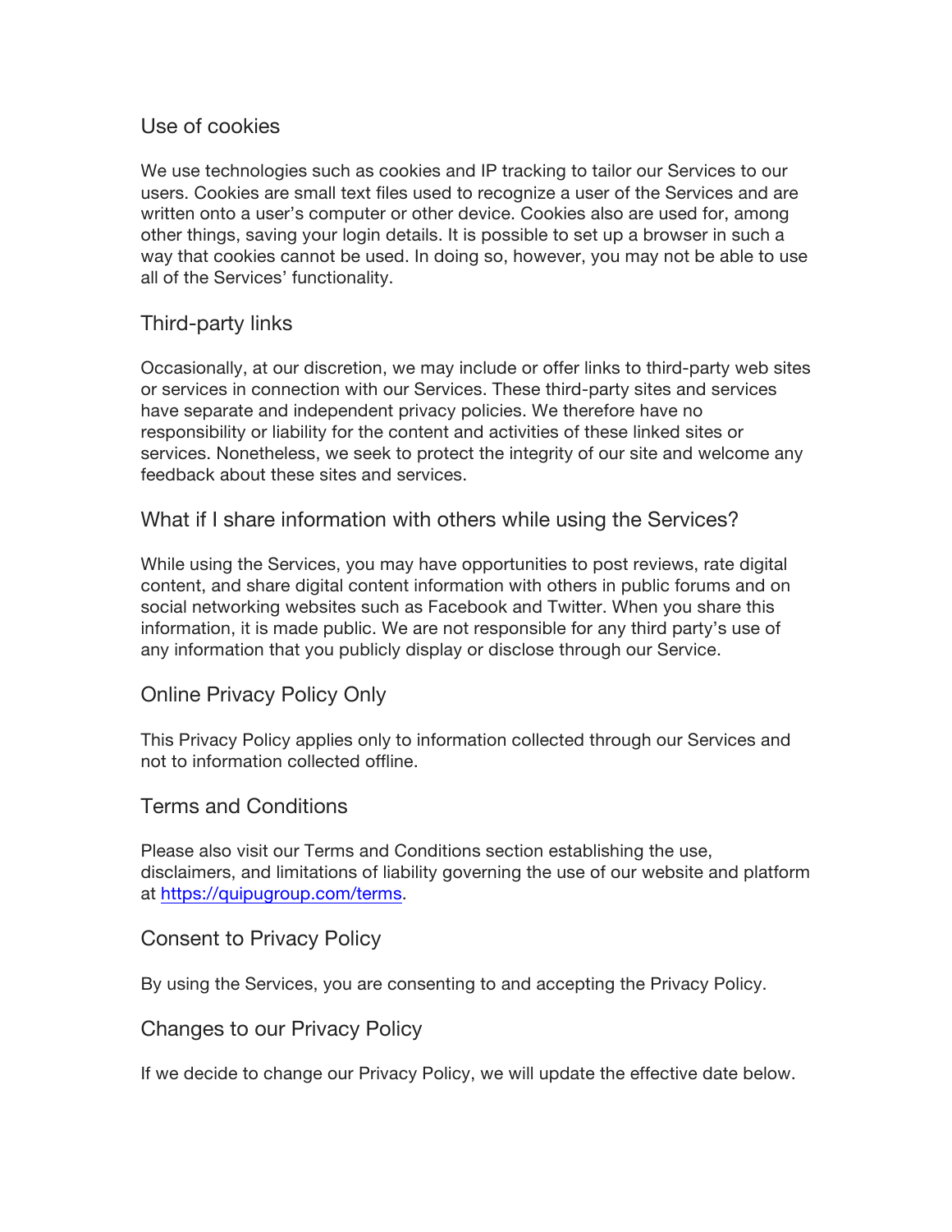## Use of cookies

We use technologies such as cookies and IP tracking to tailor our Services to our users. Cookies are small text files used to recognize a user of the Services and are written onto a user's computer or other device. Cookies also are used for, among other things, saving your login details. It is possible to set up a browser in such a way that cookies cannot be used. In doing so, however, you may not be able to use all of the Services' functionality.

## Third-party links

Occasionally, at our discretion, we may include or offer links to third-party web sites or services in connection with our Services. These third-party sites and services have separate and independent privacy policies. We therefore have no responsibility or liability for the content and activities of these linked sites or services. Nonetheless, we seek to protect the integrity of our site and welcome any feedback about these sites and services.

## What if I share information with others while using the Services?

While using the Services, you may have opportunities to post reviews, rate digital content, and share digital content information with others in public forums and on social networking websites such as Facebook and Twitter. When you share this information, it is made public. We are not responsible for any third party's use of any information that you publicly display or disclose through our Service.

## Online Privacy Policy Only

This Privacy Policy applies only to information collected through our Services and not to information collected offline.

## Terms and Conditions

Please also visit our Terms and Conditions section establishing the use, disclaimers, and limitations of liability governing the use of our website and platform at [https://quipugroup.com/terms](https://quipugroup.com/terms).

## Consent to Privacy Policy

By using the Services, you are consenting to and accepting the Privacy Policy.

## Changes to our Privacy Policy

If we decide to change our Privacy Policy, we will update the effective date below.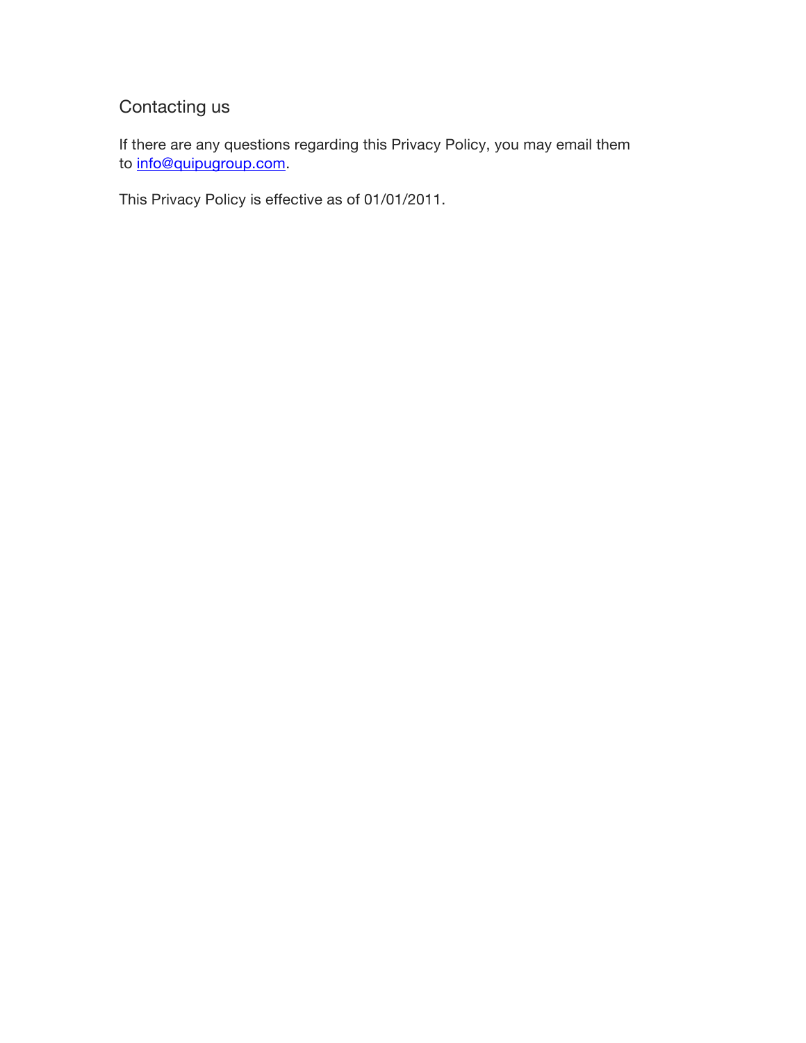## Contacting us

If there are any questions regarding this Privacy Policy, you may email them to [info@quipugroup.com](mailto:info@quipugroup.com).

This Privacy Policy is effective as of 01/01/2011.